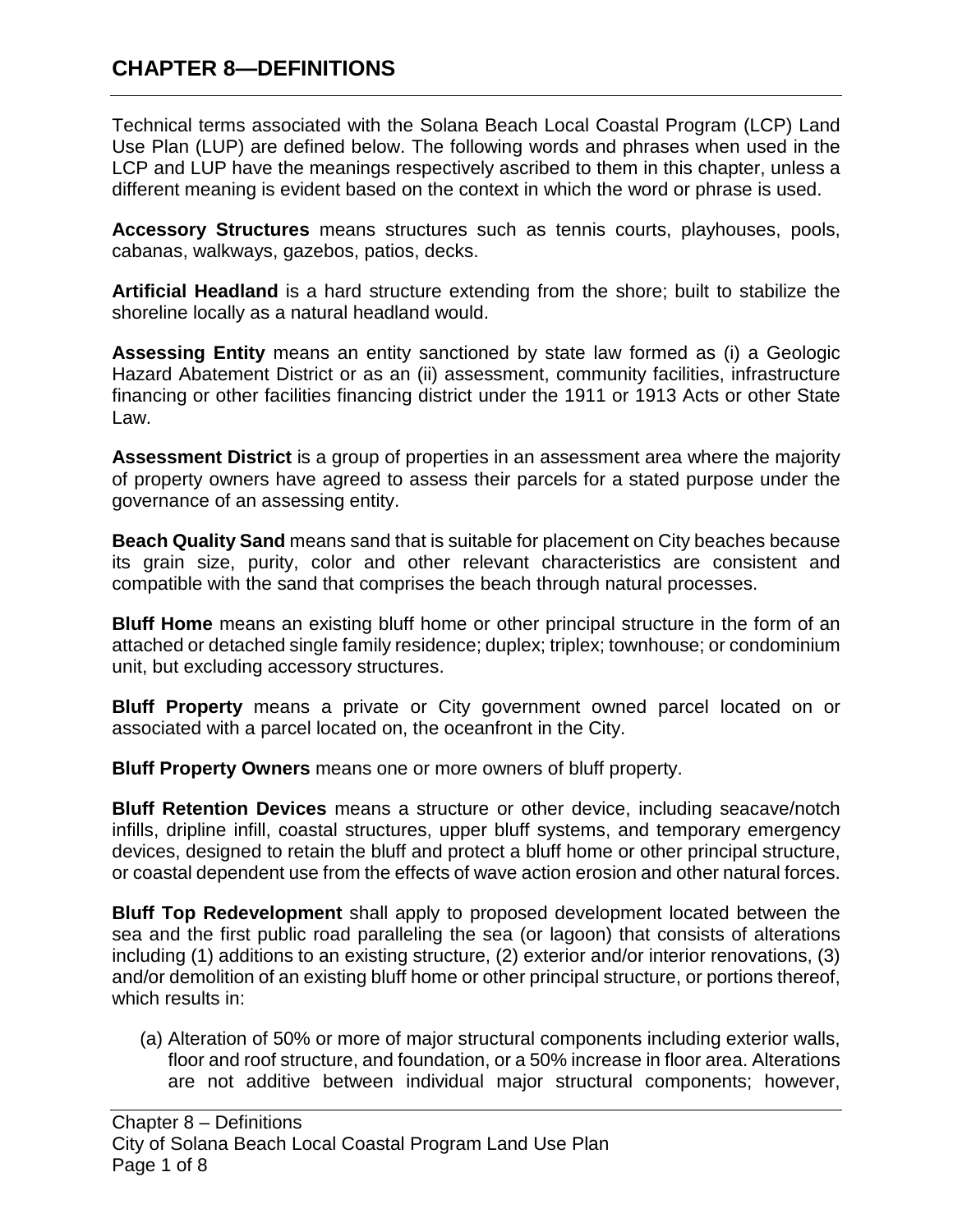# CHAPTER 8—DEFINITIONS

Technical terms associated with the Solana Beach Local Coastal Program (LCP) Land Use Plan (LUP) are defined below. The following words and phrases when used in the LCP and LUP have the meanings respectively ascribed to them in this chapter, unless a different meaning is evident based on the context in which the word or phrase is used.

**Accessory Structures** means structures such as tennis courts, playhouses, pools, cabanas, walkways, gazebos, patios, decks.

**Artificial Headland** is a hard structure extending from the shore; built to stabilize the shoreline locally as a natural headland would.

**Assessing Entity** means an entity sanctioned by state law formed as (i) a Geologic Hazard Abatement District or as an (ii) assessment, community facilities, infrastructure financing or other facilities financing district under the 1911 or 1913 Acts or other State Law.

**Assessment District** is a group of properties in an assessment area where the majority of property owners have agreed to assess their parcels for a stated purpose under the governance of an assessing entity.

**Beach Quality Sand** means sand that is suitable for placement on City beaches because its grain size, purity, color and other relevant characteristics are consistent and compatible with the sand that comprises the beach through natural processes.

**Bluff Home** means an existing bluff home or other principal structure in the form of an attached or detached single family residence; duplex; triplex; townhouse; or condominium unit, but excluding accessory structures.

**Bluff Property** means a private or City government owned parcel located on or associated with a parcel located on, the oceanfront in the City.

**Bluff Property Owners** means one or more owners of bluff property.

**Bluff Retention Devices** means a structure or other device, including seacave/notch infills, dripline infill, coastal structures, upper bluff systems, and temporary emergency devices, designed to retain the bluff and protect a bluff home or other principal structure, or coastal dependent use from the effects of wave action erosion and other natural forces.

**Bluff Top Redevelopment** shall apply to proposed development located between the sea and the first public road paralleling the sea (or lagoon) that consists of alterations including (1) additions to an existing structure, (2) exterior and/or interior renovations, (3) and/or demolition of an existing bluff home or other principal structure, or portions thereof, which results in:

(a) Alteration of 50% or more of major structural components including exterior walls, floor and roof structure, and foundation, or a 50% increase in floor area. Alterations are not additive between individual major structural components; however,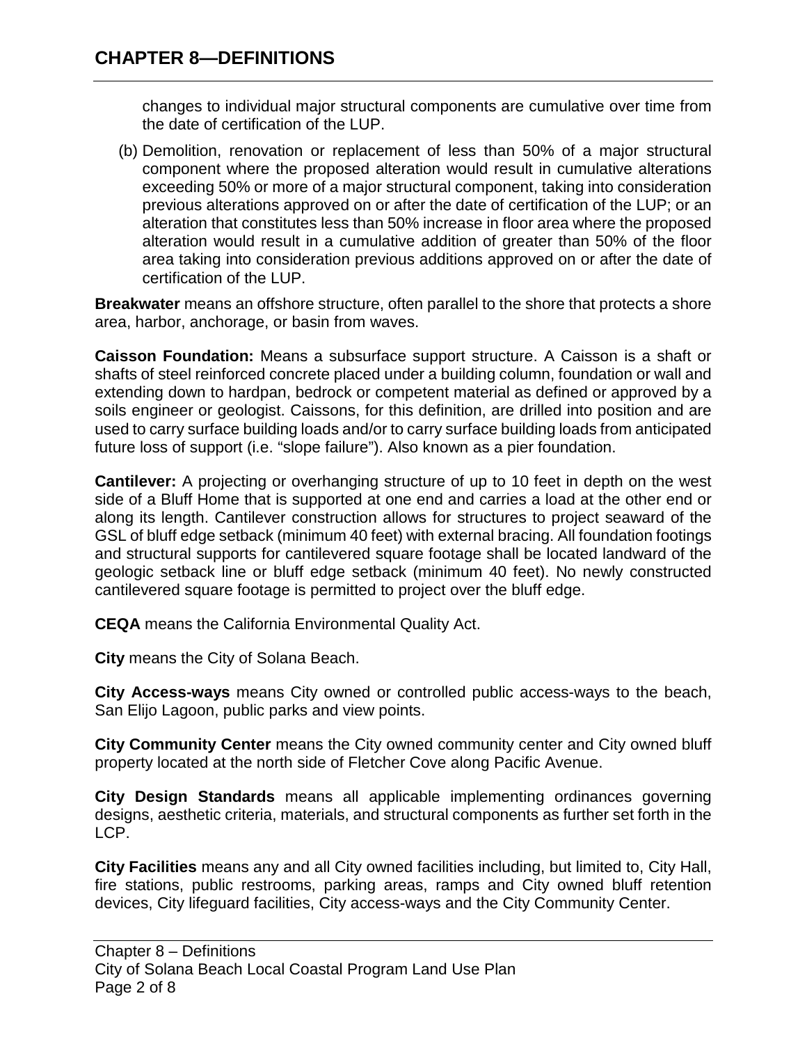changes to individual major structural components are cumulative over time from the date of certification of the LUP.

(b) Demolition, renovation or replacement of less than 50% of a major structural component where the proposed alteration would result in cumulative alterations exceeding 50% or more of a major structural component, taking into consideration previous alterations approved on or after the date of certification of the LUP; or an alteration that constitutes less than 50% increase in floor area where the proposed alteration would result in a cumulative addition of greater than 50% of the floor area taking into consideration previous additions approved on or after the date of certification of the LUP.

**Breakwater** means an offshore structure, often parallel to the shore that protects a shore area, harbor, anchorage, or basin from waves.

**Caisson Foundation:** Means a subsurface support structure. A Caisson is a shaft or shafts of steel reinforced concrete placed under a building column, foundation or wall and extending down to hardpan, bedrock or competent material as defined or approved by a soils engineer or geologist. Caissons, for this definition, are drilled into position and are used to carry surface building loads and/or to carry surface building loads from anticipated future loss of support (i.e. "slope failure"). Also known as a pier foundation.

**Cantilever:** A projecting or overhanging structure of up to 10 feet in depth on the west side of a Bluff Home that is supported at one end and carries a load at the other end or along its length. Cantilever construction allows for structures to project seaward of the GSL of bluff edge setback (minimum 40 feet) with external bracing. All foundation footings and structural supports for cantilevered square footage shall be located landward of the geologic setback line or bluff edge setback (minimum 40 feet). No newly constructed cantilevered square footage is permitted to project over the bluff edge.

**CEQA** means the California Environmental Quality Act.

**City** means the City of Solana Beach.

**City Access-ways** means City owned or controlled public access-ways to the beach, San Elijo Lagoon, public parks and view points.

**City Community Center** means the City owned community center and City owned bluff property located at the north side of Fletcher Cove along Pacific Avenue.

**City Design Standards** means all applicable implementing ordinances governing designs, aesthetic criteria, materials, and structural components as further set forth in the LCP.

**City Facilities** means any and all City owned facilities including, but limited to, City Hall, fire stations, public restrooms, parking areas, ramps and City owned bluff retention devices, City lifeguard facilities, City access-ways and the City Community Center.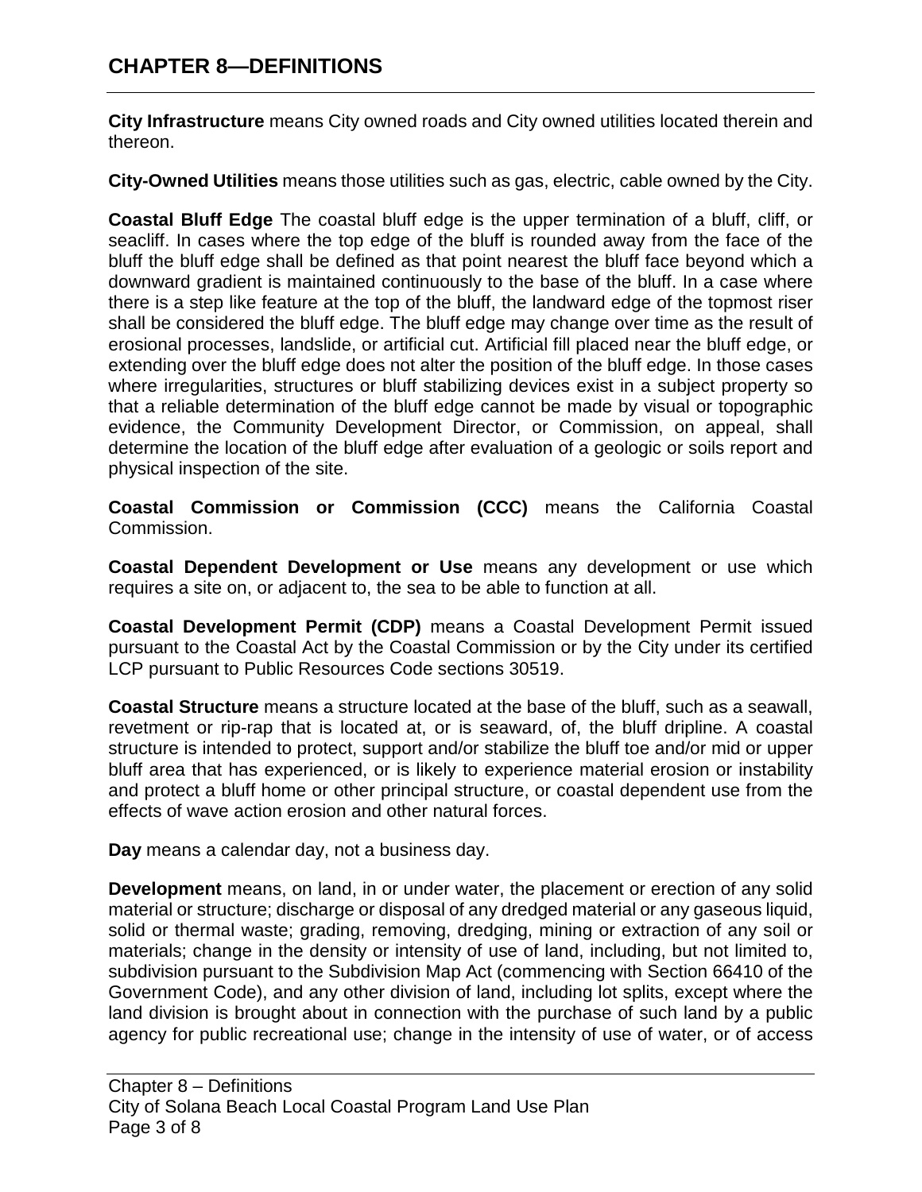# CHAPTER 8—DEFINITIONS

**City Infrastructure** means City owned roads and City owned utilities located therein and thereon.

**City-Owned Utilities** means those utilities such as gas, electric, cable owned by the City.

**Coastal Bluff Edge** The coastal bluff edge is the upper termination of a bluff, cliff, or seacliff. In cases where the top edge of the bluff is rounded away from the face of the bluff the bluff edge shall be defined as that point nearest the bluff face beyond which a downward gradient is maintained continuously to the base of the bluff. In a case where there is a step like feature at the top of the bluff, the landward edge of the topmost riser shall be considered the bluff edge. The bluff edge may change over time as the result of erosional processes, landslide, or artificial cut. Artificial fill placed near the bluff edge, or extending over the bluff edge does not alter the position of the bluff edge. In those cases where irregularities, structures or bluff stabilizing devices exist in a subject property so that a reliable determination of the bluff edge cannot be made by visual or topographic evidence, the Community Development Director, or Commission, on appeal, shall determine the location of the bluff edge after evaluation of a geologic or soils report and physical inspection of the site.

**Coastal Commission or Commission (CCC)** means the California Coastal Commission.

**Coastal Dependent Development or Use** means any development or use which requires a site on, or adjacent to, the sea to be able to function at all.

**Coastal Development Permit (CDP)** means a Coastal Development Permit issued pursuant to the Coastal Act by the Coastal Commission or by the City under its certified LCP pursuant to Public Resources Code sections 30519.

**Coastal Structure** means a structure located at the base of the bluff, such as a seawall, revetment or rip-rap that is located at, or is seaward, of, the bluff dripline. A coastal structure is intended to protect, support and/or stabilize the bluff toe and/or mid or upper bluff area that has experienced, or is likely to experience material erosion or instability and protect a bluff home or other principal structure, or coastal dependent use from the effects of wave action erosion and other natural forces.

**Day** means a calendar day, not a business day.

**Development** means, on land, in or under water, the placement or erection of any solid material or structure; discharge or disposal of any dredged material or any gaseous liquid, solid or thermal waste; grading, removing, dredging, mining or extraction of any soil or materials; change in the density or intensity of use of land, including, but not limited to, subdivision pursuant to the Subdivision Map Act (commencing with Section 66410 of the Government Code), and any other division of land, including lot splits, except where the land division is brought about in connection with the purchase of such land by a public agency for public recreational use; change in the intensity of use of water, or of access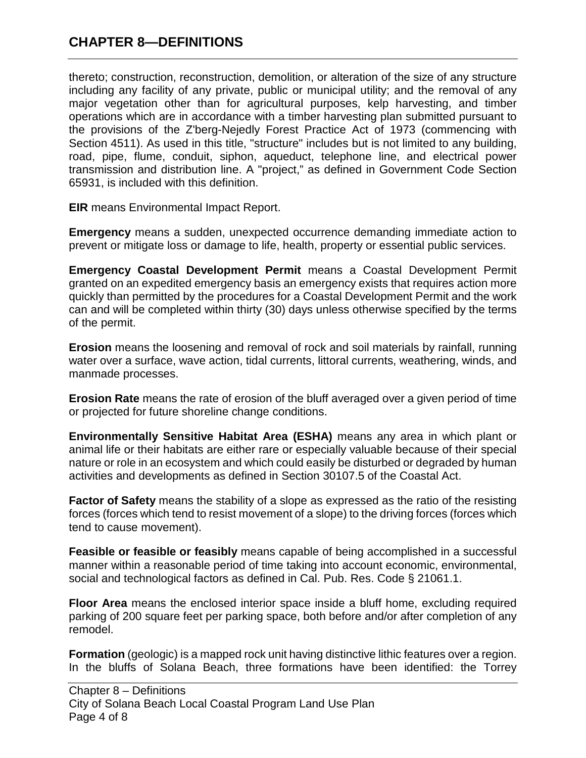thereto; construction, reconstruction, demolition, or alteration of the size of any structure including any facility of any private, public or municipal utility; and the removal of any major vegetation other than for agricultural purposes, kelp harvesting, and timber operations which are in accordance with a timber harvesting plan submitted pursuant to the provisions of the Z'berg-Nejedly Forest Practice Act of 1973 (commencing with Section 4511). As used in this title, "structure" includes but is not limited to any building, road, pipe, flume, conduit, siphon, aqueduct, telephone line, and electrical power transmission and distribution line. A "project," as defined in Government Code Section 65931, is included with this definition.

**EIR** means Environmental Impact Report.

**Emergency** means a sudden, unexpected occurrence demanding immediate action to prevent or mitigate loss or damage to life, health, property or essential public services.

**Emergency Coastal Development Permit** means a Coastal Development Permit granted on an expedited emergency basis an emergency exists that requires action more quickly than permitted by the procedures for a Coastal Development Permit and the work can and will be completed within thirty (30) days unless otherwise specified by the terms of the permit.

**Erosion** means the loosening and removal of rock and soil materials by rainfall, running water over a surface, wave action, tidal currents, littoral currents, weathering, winds, and manmade processes.

**Erosion Rate** means the rate of erosion of the bluff averaged over a given period of time or projected for future shoreline change conditions.

**Environmentally Sensitive Habitat Area (ESHA)** means any area in which plant or animal life or their habitats are either rare or especially valuable because of their special nature or role in an ecosystem and which could easily be disturbed or degraded by human activities and developments as defined in Section 30107.5 of the Coastal Act.

**Factor of Safety** means the stability of a slope as expressed as the ratio of the resisting forces (forces which tend to resist movement of a slope) to the driving forces (forces which tend to cause movement).

**Feasible or feasible or feasibly** means capable of being accomplished in a successful manner within a reasonable period of time taking into account economic, environmental, social and technological factors as defined in Cal. Pub. Res. Code § 21061.1.

**Floor Area** means the enclosed interior space inside a bluff home, excluding required parking of 200 square feet per parking space, both before and/or after completion of any remodel.

**Formation** (geologic) is a mapped rock unit having distinctive lithic features over a region. In the bluffs of Solana Beach, three formations have been identified: the Torrey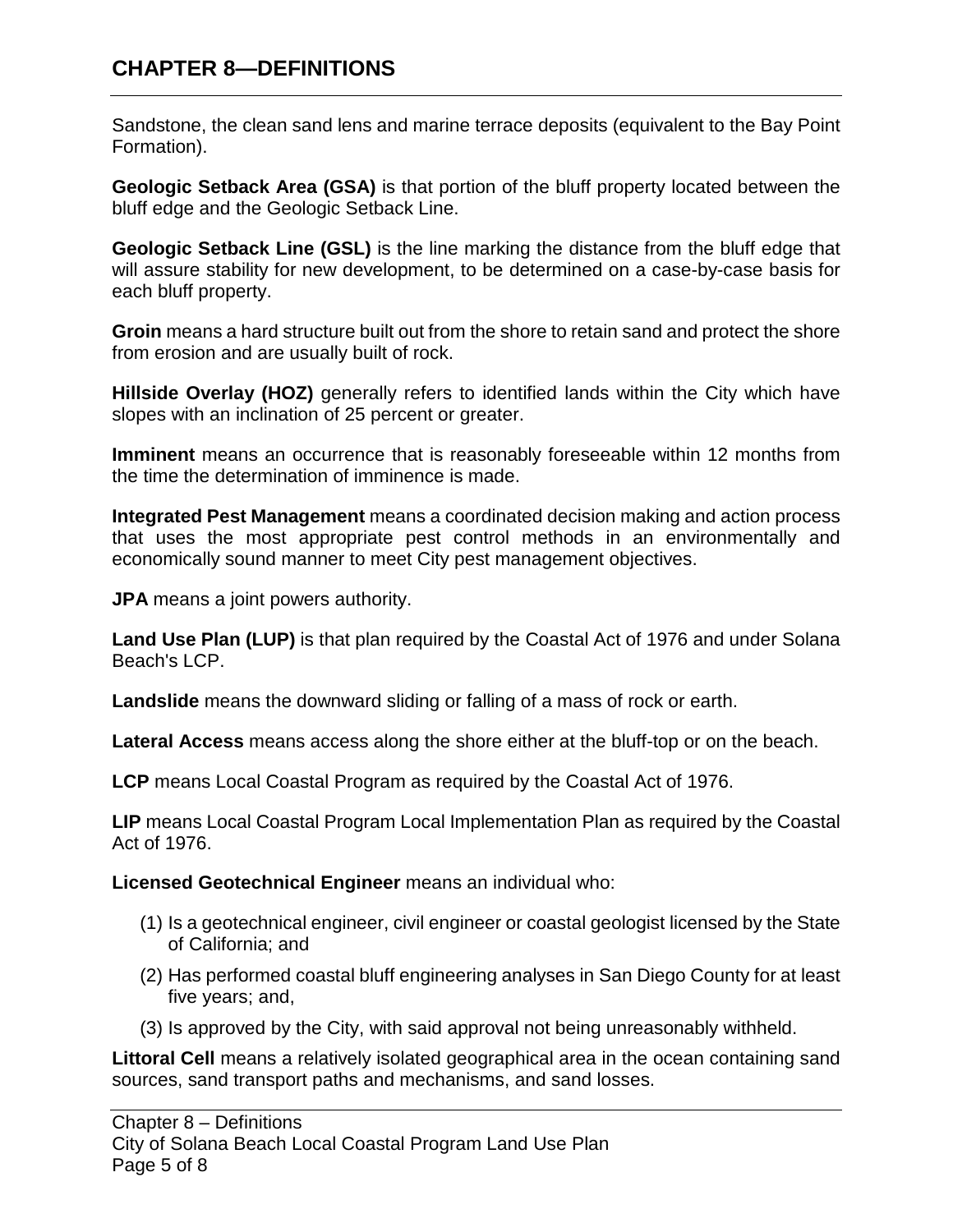Sandstone, the clean sand lens and marine terrace deposits (equivalent to the Bay Point Formation).

**Geologic Setback Area (GSA)** is that portion of the bluff property located between the bluff edge and the Geologic Setback Line.

**Geologic Setback Line (GSL)** is the line marking the distance from the bluff edge that will assure stability for new development, to be determined on a case-by-case basis for each bluff property.

**Groin** means a hard structure built out from the shore to retain sand and protect the shore from erosion and are usually built of rock.

**Hillside Overlay (HOZ)** generally refers to identified lands within the City which have slopes with an inclination of 25 percent or greater.

**Imminent** means an occurrence that is reasonably foreseeable within 12 months from the time the determination of imminence is made.

**Integrated Pest Management** means a coordinated decision making and action process that uses the most appropriate pest control methods in an environmentally and economically sound manner to meet City pest management objectives.

**JPA** means a joint powers authority.

**Land Use Plan (LUP)** is that plan required by the Coastal Act of 1976 and under Solana Beach's LCP.

**Landslide** means the downward sliding or falling of a mass of rock or earth.

**Lateral Access** means access along the shore either at the bluff-top or on the beach.

**LCP** means Local Coastal Program as required by the Coastal Act of 1976.

**LIP** means Local Coastal Program Local Implementation Plan as required by the Coastal Act of 1976.

**Licensed Geotechnical Engineer** means an individual who:

(1) Is a geotechnical engineer, civil engineer or coastal geologist licensed by the State of California; and

(2) Has performed coastal bluff engineering analyses in San Diego County for at least five years; and,

(3) Is approved by the City, with said approval not being unreasonably withheld.

**Littoral Cell** means a relatively isolated geographical area in the ocean containing sand sources, sand transport paths and mechanisms, and sand losses.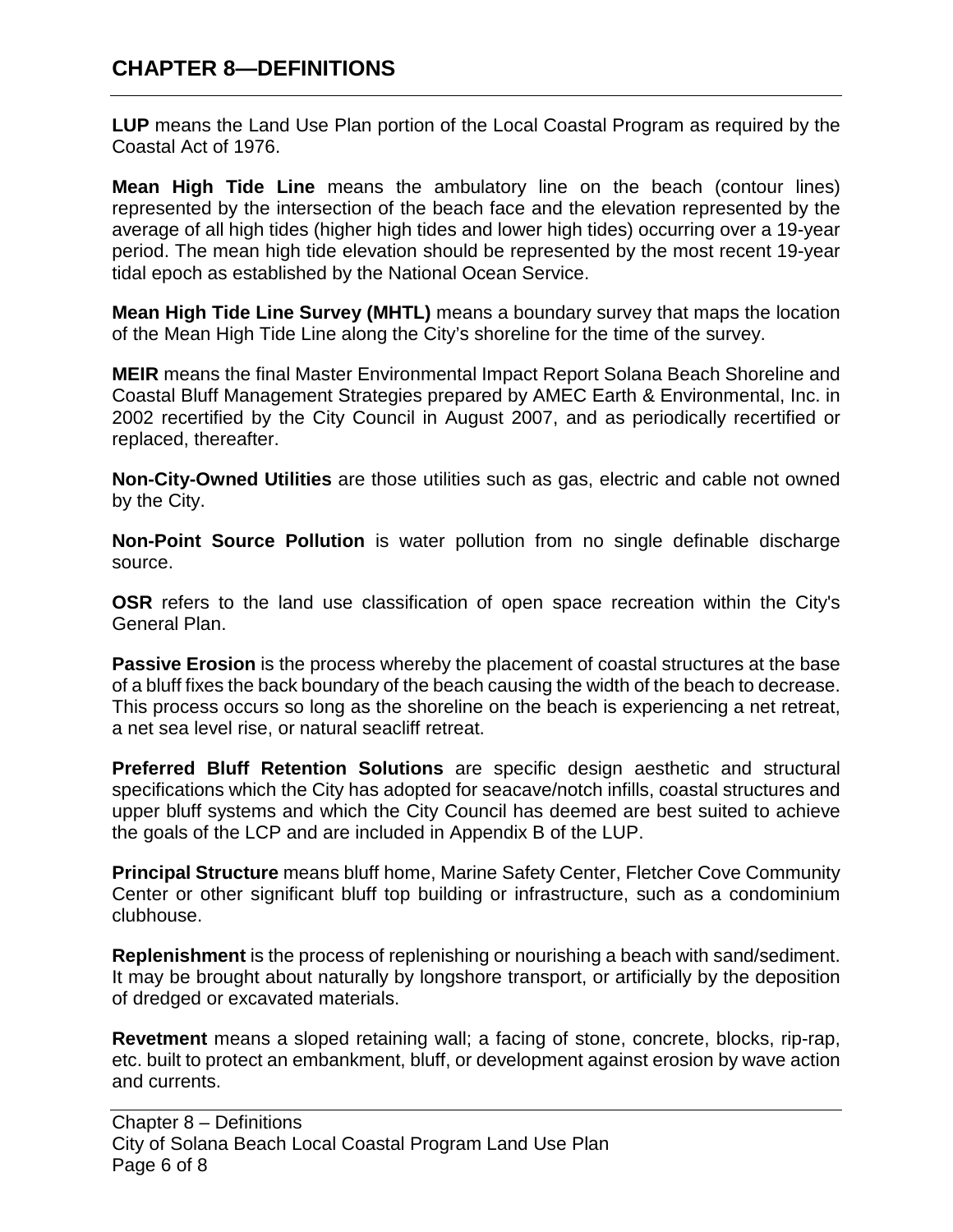# CHAPTER 8—DEFINITIONS

**LUP** means the Land Use Plan portion of the Local Coastal Program as required by the Coastal Act of 1976.

**Mean High Tide Line** means the ambulatory line on the beach (contour lines) represented by the intersection of the beach face and the elevation represented by the average of all high tides (higher high tides and lower high tides) occurring over a 19-year period. The mean high tide elevation should be represented by the most recent 19-year tidal epoch as established by the National Ocean Service.

**Mean High Tide Line Survey (MHTL)** means a boundary survey that maps the location of the Mean High Tide Line along the City's shoreline for the time of the survey.

**MEIR** means the final Master Environmental Impact Report Solana Beach Shoreline and Coastal Bluff Management Strategies prepared by AMEC Earth & Environmental, Inc. in 2002 recertified by the City Council in August 2007, and as periodically recertified or replaced, thereafter.

**Non-City-Owned Utilities** are those utilities such as gas, electric and cable not owned by the City.

**Non-Point Source Pollution** is water pollution from no single definable discharge source.

**OSR** refers to the land use classification of open space recreation within the City's General Plan.

**Passive Erosion** is the process whereby the placement of coastal structures at the base of a bluff fixes the back boundary of the beach causing the width of the beach to decrease. This process occurs so long as the shoreline on the beach is experiencing a net retreat, a net sea level rise, or natural seacliff retreat.

**Preferred Bluff Retention Solutions** are specific design aesthetic and structural specifications which the City has adopted for seacave/notch infills, coastal structures and upper bluff systems and which the City Council has deemed are best suited to achieve the goals of the LCP and are included in Appendix B of the LUP.

**Principal Structure** means bluff home, Marine Safety Center, Fletcher Cove Community Center or other significant bluff top building or infrastructure, such as a condominium clubhouse.

**Replenishment** is the process of replenishing or nourishing a beach with sand/sediment. It may be brought about naturally by longshore transport, or artificially by the deposition of dredged or excavated materials.

**Revetment** means a sloped retaining wall; a facing of stone, concrete, blocks, rip-rap, etc. built to protect an embankment, bluff, or development against erosion by wave action and currents.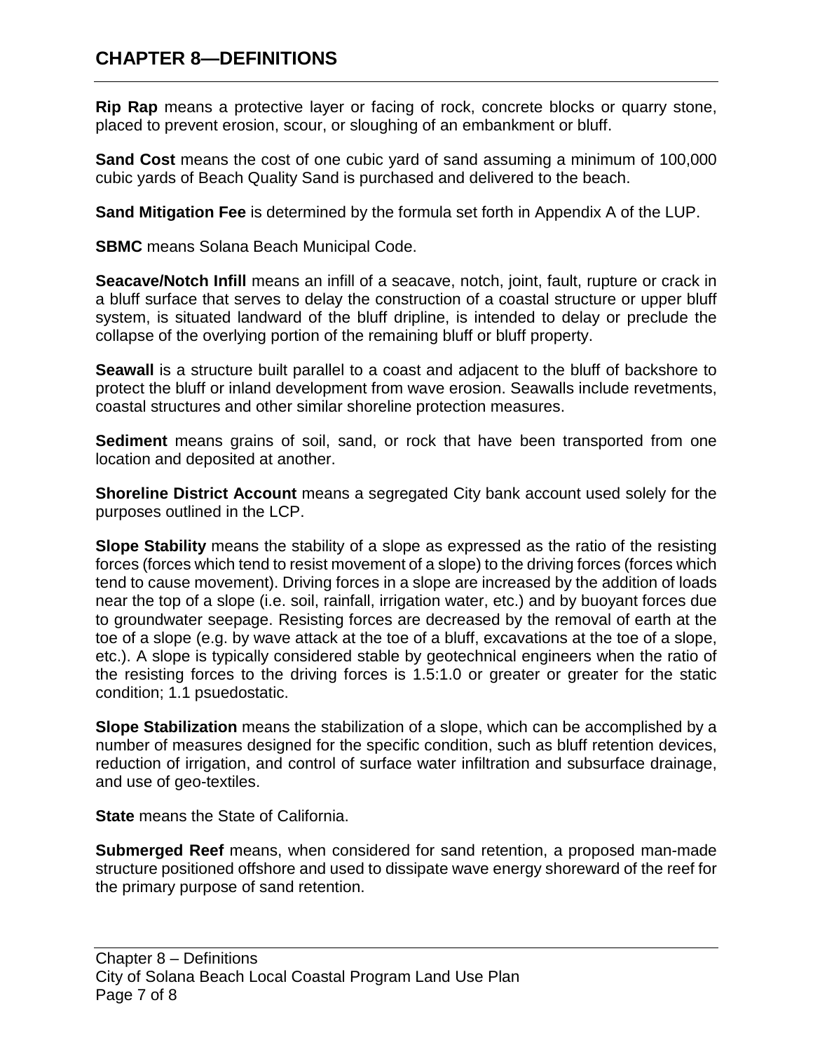# CHAPTER 8—DEFINITIONS

**Rip Rap** means a protective layer or facing of rock, concrete blocks or quarry stone, placed to prevent erosion, scour, or sloughing of an embankment or bluff.

**Sand Cost** means the cost of one cubic yard of sand assuming a minimum of 100,000 cubic yards of Beach Quality Sand is purchased and delivered to the beach.

**Sand Mitigation Fee** is determined by the formula set forth in Appendix A of the LUP.

**SBMC** means Solana Beach Municipal Code.

**Seacave/Notch Infill** means an infill of a seacave, notch, joint, fault, rupture or crack in a bluff surface that serves to delay the construction of a coastal structure or upper bluff system, is situated landward of the bluff dripline, is intended to delay or preclude the collapse of the overlying portion of the remaining bluff or bluff property.

**Seawall** is a structure built parallel to a coast and adjacent to the bluff of backshore to protect the bluff or inland development from wave erosion. Seawalls include revetments, coastal structures and other similar shoreline protection measures.

**Sediment** means grains of soil, sand, or rock that have been transported from one location and deposited at another.

**Shoreline District Account** means a segregated City bank account used solely for the purposes outlined in the LCP.

**Slope Stability** means the stability of a slope as expressed as the ratio of the resisting forces (forces which tend to resist movement of a slope) to the driving forces (forces which tend to cause movement). Driving forces in a slope are increased by the addition of loads near the top of a slope (i.e. soil, rainfall, irrigation water, etc.) and by buoyant forces due to groundwater seepage. Resisting forces are decreased by the removal of earth at the toe of a slope (e.g. by wave attack at the toe of a bluff, excavations at the toe of a slope, etc.). A slope is typically considered stable by geotechnical engineers when the ratio of the resisting forces to the driving forces is 1.5:1.0 or greater or greater for the static condition; 1.1 psuedostatic.

**Slope Stabilization** means the stabilization of a slope, which can be accomplished by a number of measures designed for the specific condition, such as bluff retention devices, reduction of irrigation, and control of surface water infiltration and subsurface drainage, and use of geo-textiles.

**State** means the State of California.

**Submerged Reef** means, when considered for sand retention, a proposed man-made structure positioned offshore and used to dissipate wave energy shoreward of the reef for the primary purpose of sand retention.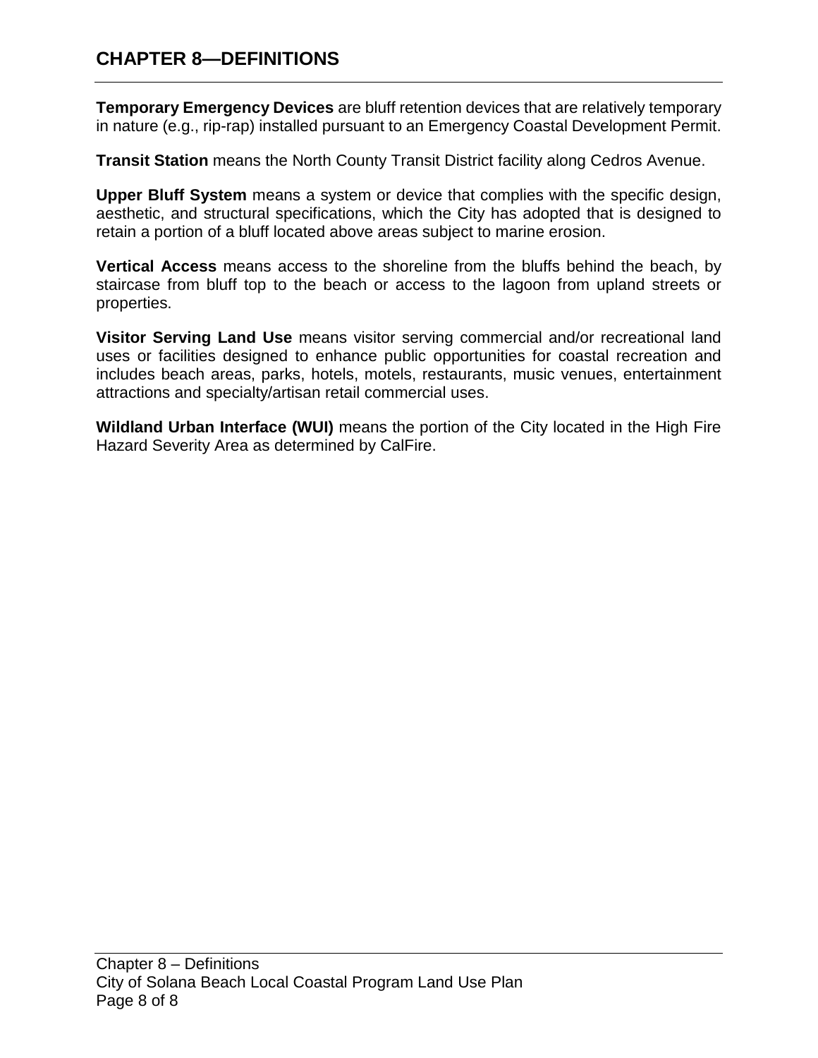# CHAPTER 8—DEFINITIONS

**Temporary Emergency Devices** are bluff retention devices that are relatively temporary in nature (e.g., rip-rap) installed pursuant to an Emergency Coastal Development Permit.

**Transit Station** means the North County Transit District facility along Cedros Avenue.

**Upper Bluff System** means a system or device that complies with the specific design, aesthetic, and structural specifications, which the City has adopted that is designed to retain a portion of a bluff located above areas subject to marine erosion.

**Vertical Access** means access to the shoreline from the bluffs behind the beach, by staircase from bluff top to the beach or access to the lagoon from upland streets or properties.

**Visitor Serving Land Use** means visitor serving commercial and/or recreational land uses or facilities designed to enhance public opportunities for coastal recreation and includes beach areas, parks, hotels, motels, restaurants, music venues, entertainment attractions and specialty/artisan retail commercial uses.

**Wildland Urban Interface (WUI)** means the portion of the City located in the High Fire Hazard Severity Area as determined by CalFire.